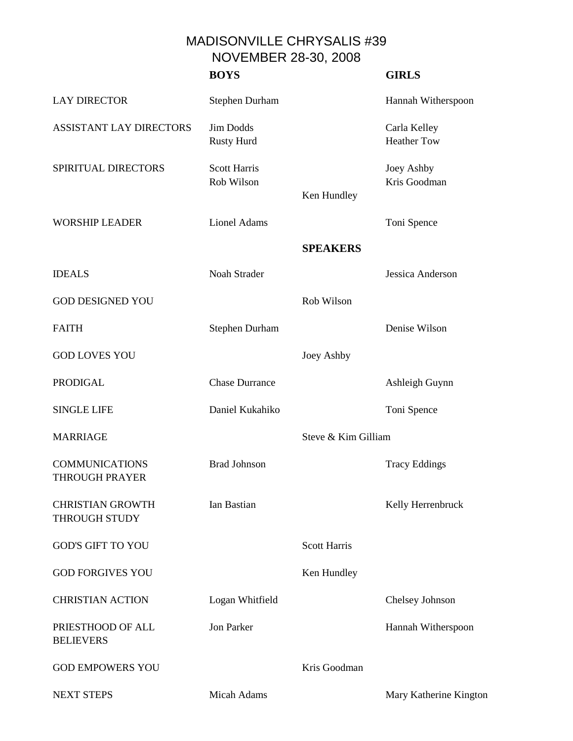# MADISONVILLE CHRYSALIS #39
## NOVEMBER 28-30, 2008

| | BOYS | | GIRLS |
|---|---|---|---|
| LAY DIRECTOR | Stephen Durham | | Hannah Witherspoon |
| ASSISTANT LAY DIRECTORS | Jim Dodds<br>Rusty Hurd | | Carla Kelley<br>Heather Tow |
| SPIRITUAL DIRECTORS | Scott Harris<br>Rob Wilson | Ken Hundley | Joey Ashby<br>Kris Goodman |
| WORSHIP LEADER | Lionel Adams | | Toni Spence |
| | | **SPEAKERS** | |
| IDEALS | Noah Strader | | Jessica Anderson |
| GOD DESIGNED YOU | | Rob Wilson | |
| FAITH | Stephen Durham | | Denise Wilson |
| GOD LOVES YOU | | Joey Ashby | |
| PRODIGAL | Chase Durrance | | Ashleigh Guynn |
| SINGLE LIFE | Daniel Kukahiko | | Toni Spence |
| MARRIAGE | | Steve & Kim Gilliam | |
| COMMUNICATIONS THROUGH PRAYER | Brad Johnson | | Tracy Eddings |
| CHRISTIAN GROWTH THROUGH STUDY | Ian Bastian | | Kelly Herrenbruck |
| GOD'S GIFT TO YOU | | Scott Harris | |
| GOD FORGIVES YOU | | Ken Hundley | |
| CHRISTIAN ACTION | Logan Whitfield | | Chelsey Johnson |
| PRIESTHOOD OF ALL BELIEVERS | Jon Parker | | Hannah Witherspoon |
| GOD EMPOWERS YOU | | Kris Goodman | |
| NEXT STEPS | Micah Adams | | Mary Katherine Kington |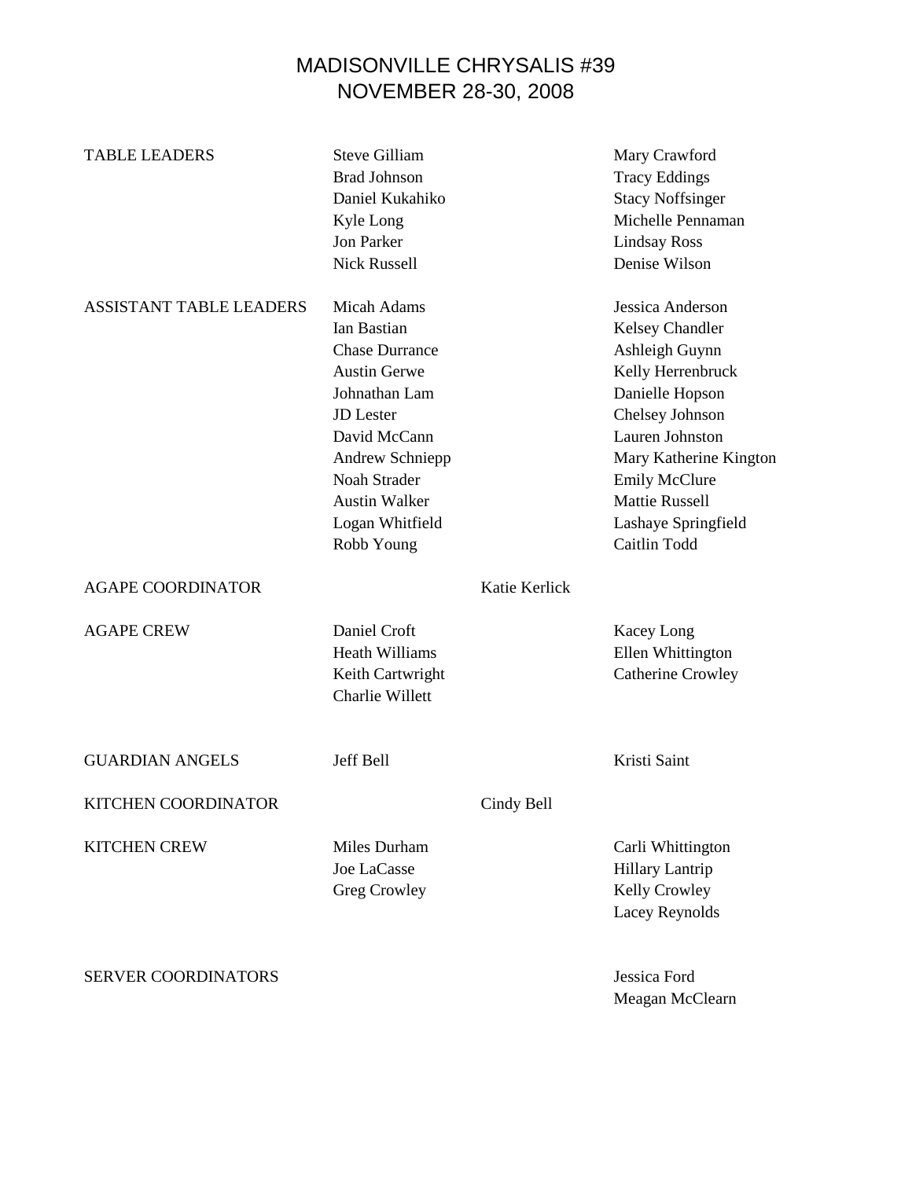# MADISONVILLE CHRYSALIS #39
# NOVEMBER 28-30, 2008

| | | | |
|---|---|---|---|
| TABLE LEADERS | Steve Gilliam | | Mary Crawford |
| | Brad Johnson | | Tracy Eddings |
| | Daniel Kukahiko | | Stacy Noffsinger |
| | Kyle Long | | Michelle Pennaman |
| | Jon Parker | | Lindsay Ross |
| | Nick Russell | | Denise Wilson |
| ASSISTANT TABLE LEADERS | Micah Adams | | Jessica Anderson |
| | Ian Bastian | | Kelsey Chandler |
| | Chase Durrance | | Ashleigh Guynn |
| | Austin Gerwe | | Kelly Herrenbruck |
| | Johnathan Lam | | Danielle Hopson |
| | JD Lester | | Chelsey Johnson |
| | David McCann | | Lauren Johnston |
| | Andrew Schniepp | | Mary Katherine Kington |
| | Noah Strader | | Emily McClure |
| | Austin Walker | | Mattie Russell |
| | Logan Whitfield | | Lashaye Springfield |
| | Robb Young | | Caitlin Todd |
| AGAPE COORDINATOR | | Katie Kerlick | |
| AGAPE CREW | Daniel Croft | | Kacey Long |
| | Heath Williams | | Ellen Whittington |
| | Keith Cartwright | | Catherine Crowley |
| | Charlie Willett | | |
| GUARDIAN ANGELS | Jeff Bell | | Kristi Saint |
| KITCHEN COORDINATOR | | Cindy Bell | |
| KITCHEN CREW | Miles Durham | | Carli Whittington |
| | Joe LaCasse | | Hillary Lantrip |
| | Greg Crowley | | Kelly Crowley |
| | | | Lacey Reynolds |
| SERVER COORDINATORS | | | Jessica Ford |
| | | | Meagan McClearn |